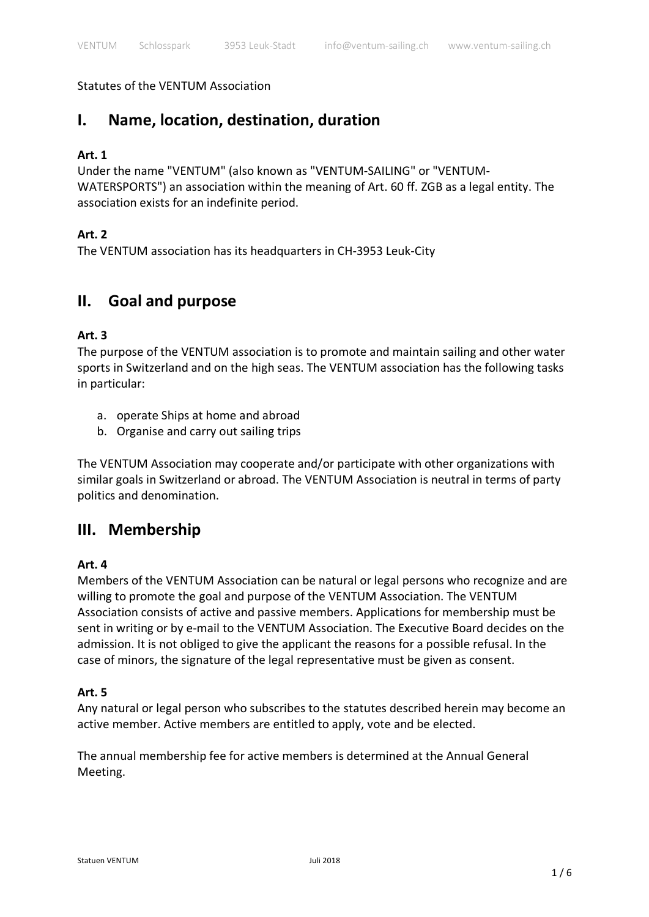Statutes of the VENTUM Association

# I. Name, location, destination, duration

**Art. 1**

Under the name "VENTUM" (also known as "VENTUM-SAILING" or "VENTUM-WATERSPORTS") an association within the meaning of Art. 60 ff. ZGB as a legal entity. The association exists for an indefinite period.

**Art. 2**

The VENTUM association has its headquarters in CH-3953 Leuk-City

# II. Goal and purpose

**Art. 3**

The purpose of the VENTUM association is to promote and maintain sailing and other water sports in Switzerland and on the high seas. The VENTUM association has the following tasks in particular:

a. operate Ships at home and abroad
b. Organise and carry out sailing trips

The VENTUM Association may cooperate and/or participate with other organizations with similar goals in Switzerland or abroad. The VENTUM Association is neutral in terms of party politics and denomination.

# III. Membership

**Art. 4**

Members of the VENTUM Association can be natural or legal persons who recognize and are willing to promote the goal and purpose of the VENTUM Association. The VENTUM Association consists of active and passive members. Applications for membership must be sent in writing or by e-mail to the VENTUM Association. The Executive Board decides on the admission. It is not obliged to give the applicant the reasons for a possible refusal. In the case of minors, the signature of the legal representative must be given as consent.

**Art. 5**

Any natural or legal person who subscribes to the statutes described herein may become an active member. Active members are entitled to apply, vote and be elected.

The annual membership fee for active members is determined at the Annual General Meeting.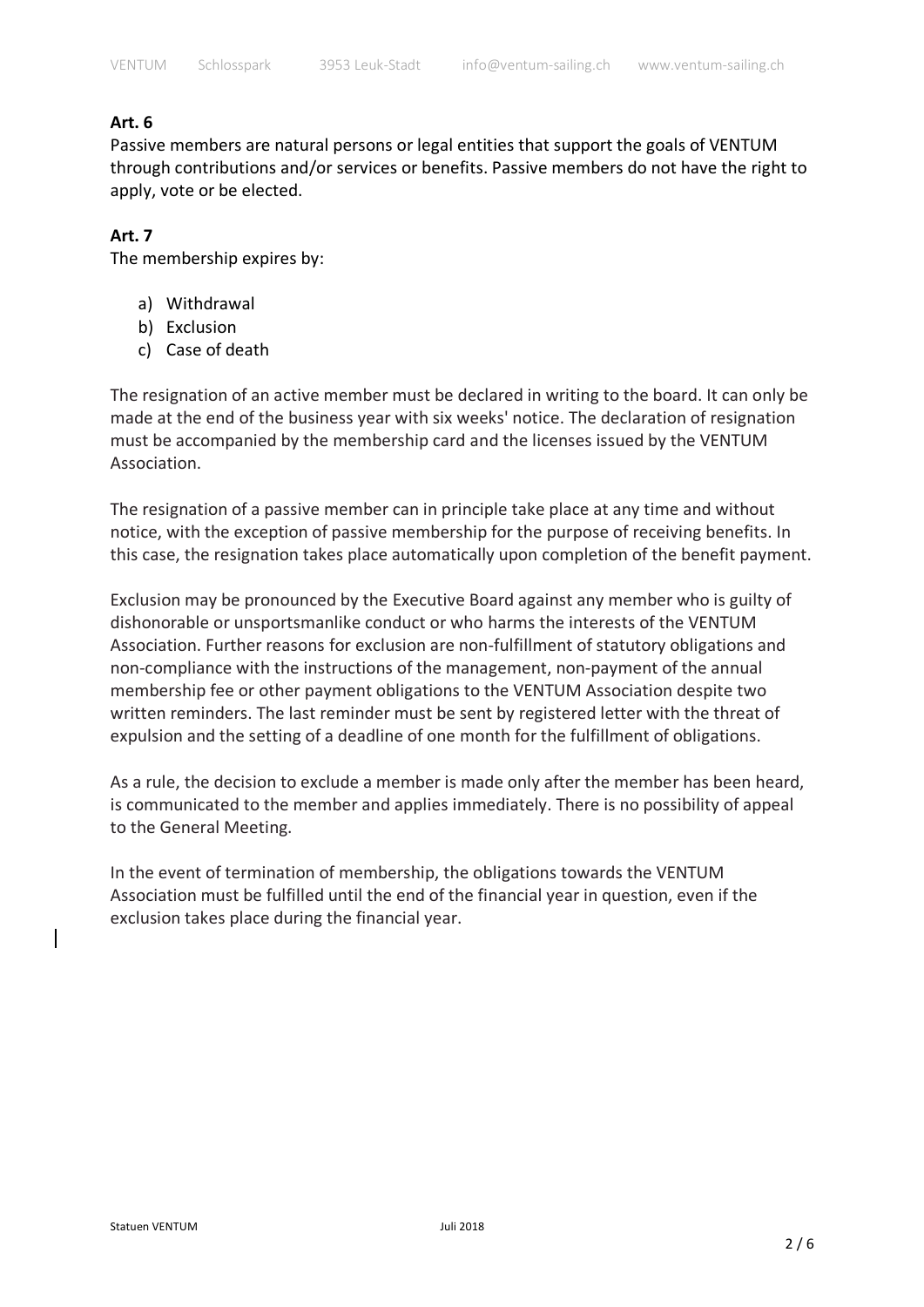**Art. 6**

Passive members are natural persons or legal entities that support the goals of VENTUM through contributions and/or services or benefits. Passive members do not have the right to apply, vote or be elected.

**Art. 7**

The membership expires by:

a) Withdrawal
b) Exclusion
c) Case of death

The resignation of an active member must be declared in writing to the board. It can only be made at the end of the business year with six weeks' notice. The declaration of resignation must be accompanied by the membership card and the licenses issued by the VENTUM Association.

The resignation of a passive member can in principle take place at any time and without notice, with the exception of passive membership for the purpose of receiving benefits. In this case, the resignation takes place automatically upon completion of the benefit payment.

Exclusion may be pronounced by the Executive Board against any member who is guilty of dishonorable or unsportsmanlike conduct or who harms the interests of the VENTUM Association. Further reasons for exclusion are non-fulfillment of statutory obligations and non-compliance with the instructions of the management, non-payment of the annual membership fee or other payment obligations to the VENTUM Association despite two written reminders. The last reminder must be sent by registered letter with the threat of expulsion and the setting of a deadline of one month for the fulfillment of obligations.

As a rule, the decision to exclude a member is made only after the member has been heard, is communicated to the member and applies immediately. There is no possibility of appeal to the General Meeting.

In the event of termination of membership, the obligations towards the VENTUM Association must be fulfilled until the end of the financial year in question, even if the exclusion takes place during the financial year.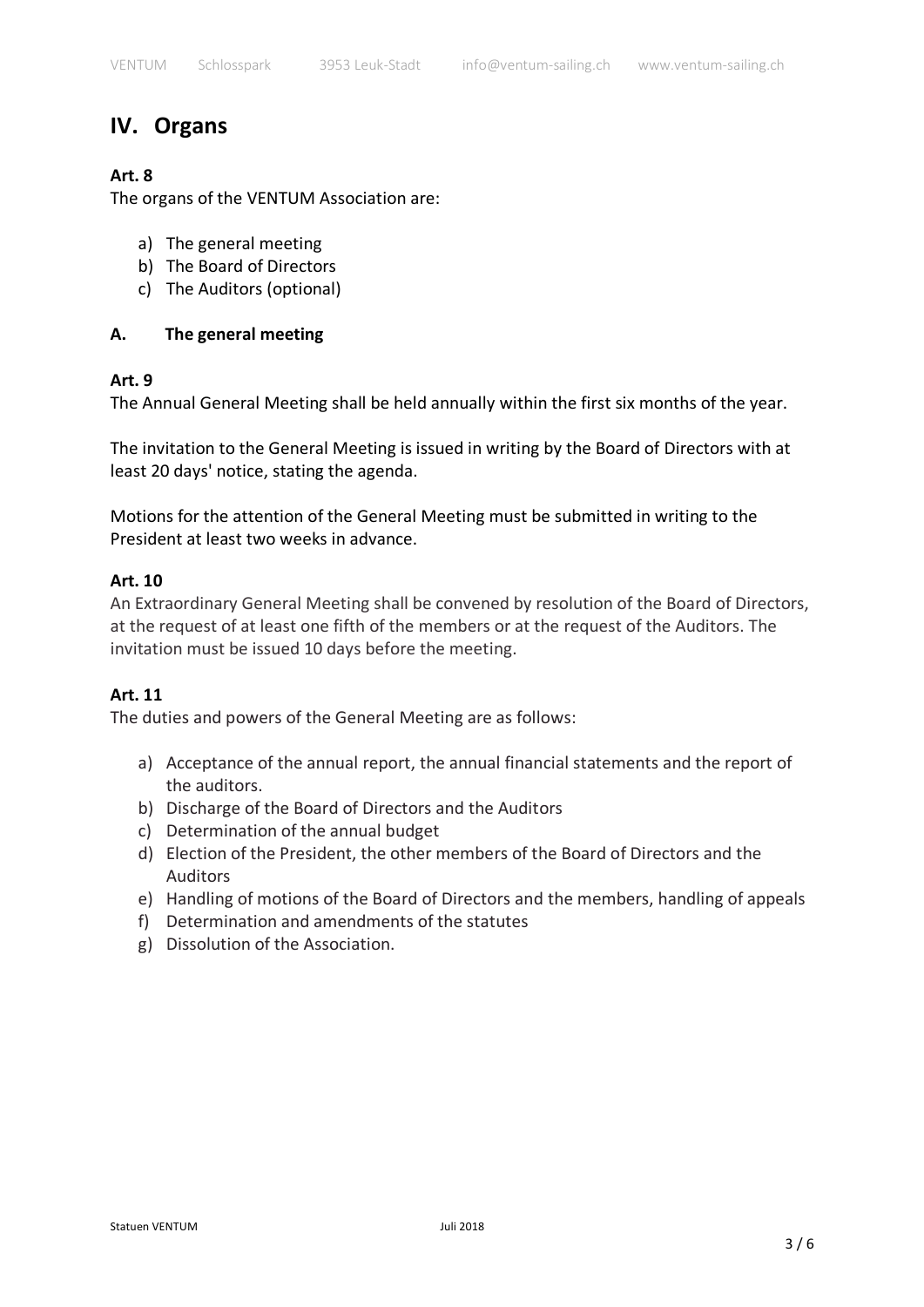# IV. Organs

**Art. 8**
The organs of the VENTUM Association are:

a) The general meeting
b) The Board of Directors
c) The Auditors (optional)

## A. The general meeting

**Art. 9**
The Annual General Meeting shall be held annually within the first six months of the year.

The invitation to the General Meeting is issued in writing by the Board of Directors with at least 20 days' notice, stating the agenda.

Motions for the attention of the General Meeting must be submitted in writing to the President at least two weeks in advance.

**Art. 10**
An Extraordinary General Meeting shall be convened by resolution of the Board of Directors, at the request of at least one fifth of the members or at the request of the Auditors. The invitation must be issued 10 days before the meeting.

**Art. 11**
The duties and powers of the General Meeting are as follows:

a) Acceptance of the annual report, the annual financial statements and the report of the auditors.
b) Discharge of the Board of Directors and the Auditors
c) Determination of the annual budget
d) Election of the President, the other members of the Board of Directors and the Auditors
e) Handling of motions of the Board of Directors and the members, handling of appeals
f) Determination and amendments of the statutes
g) Dissolution of the Association.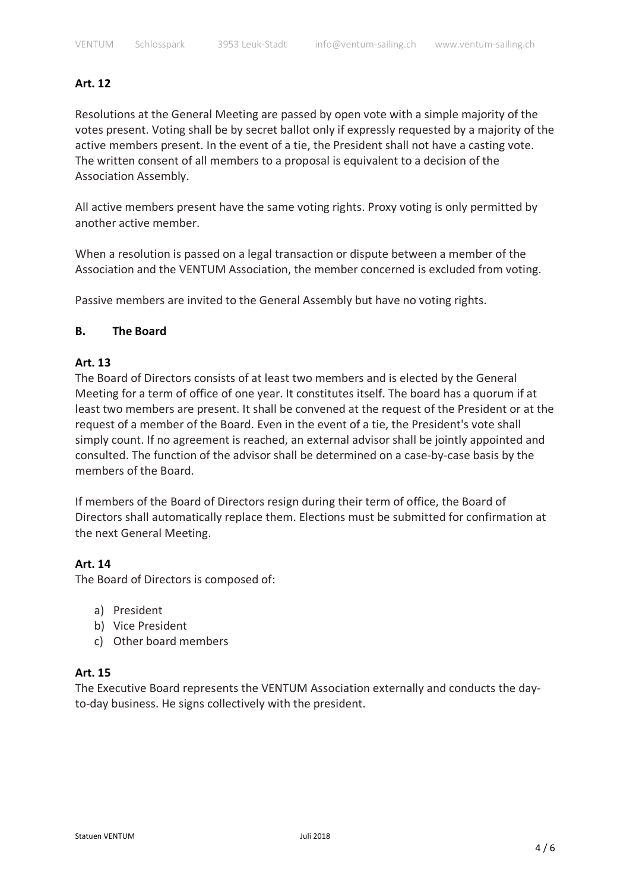### Art. 12

Resolutions at the General Meeting are passed by open vote with a simple majority of the votes present. Voting shall be by secret ballot only if expressly requested by a majority of the active members present. In the event of a tie, the President shall not have a casting vote. The written consent of all members to a proposal is equivalent to a decision of the Association Assembly.

All active members present have the same voting rights. Proxy voting is only permitted by another active member.

When a resolution is passed on a legal transaction or dispute between a member of the Association and the VENTUM Association, the member concerned is excluded from voting.

Passive members are invited to the General Assembly but have no voting rights.

## B. The Board

### Art. 13

The Board of Directors consists of at least two members and is elected by the General Meeting for a term of office of one year. It constitutes itself. The board has a quorum if at least two members are present. It shall be convened at the request of the President or at the request of a member of the Board. Even in the event of a tie, the President's vote shall simply count. If no agreement is reached, an external advisor shall be jointly appointed and consulted. The function of the advisor shall be determined on a case-by-case basis by the members of the Board.

If members of the Board of Directors resign during their term of office, the Board of Directors shall automatically replace them. Elections must be submitted for confirmation at the next General Meeting.

### Art. 14

The Board of Directors is composed of:

a) President
b) Vice President
c) Other board members

### Art. 15

The Executive Board represents the VENTUM Association externally and conducts the day-to-day business. He signs collectively with the president.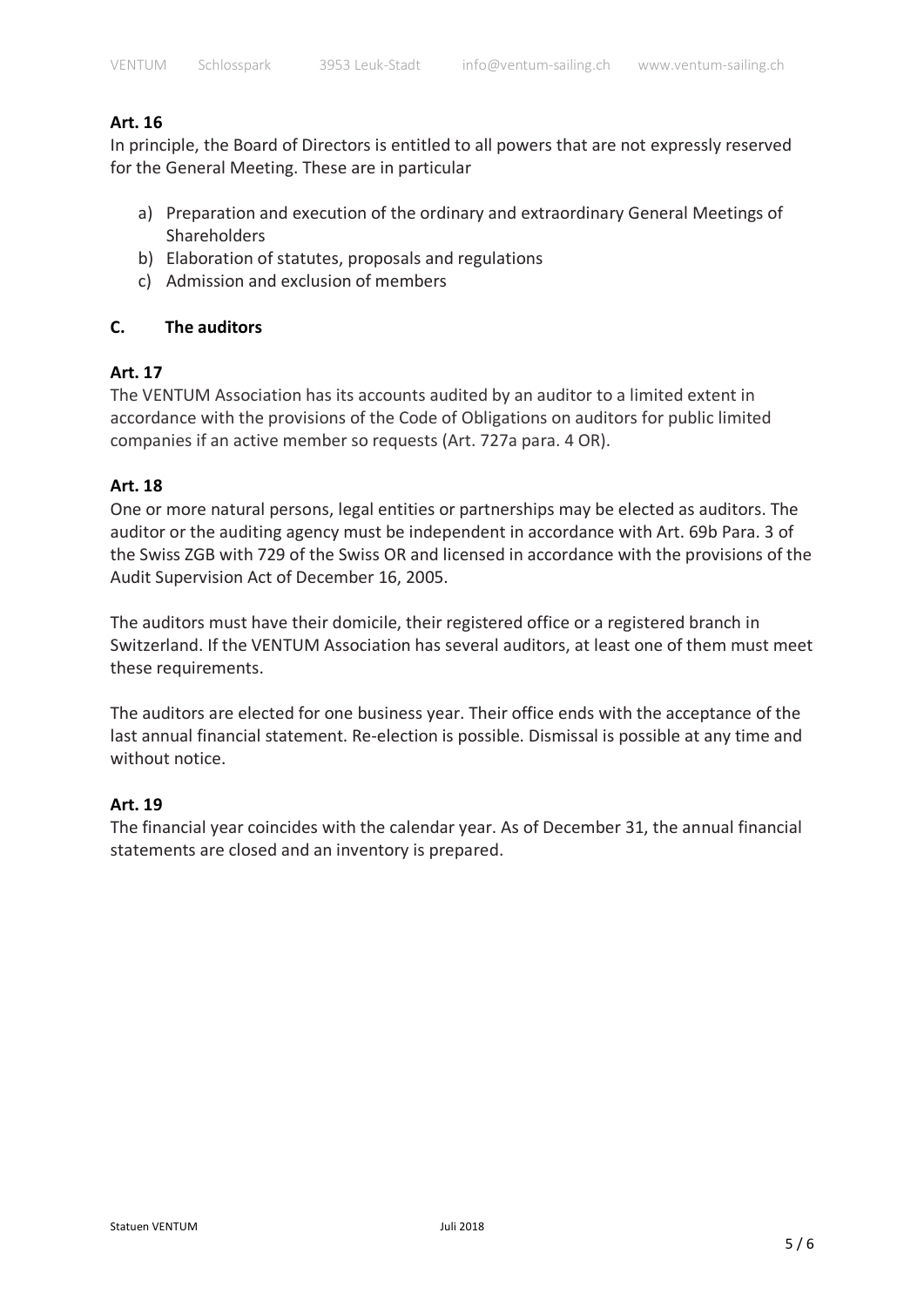**Art. 16**

In principle, the Board of Directors is entitled to all powers that are not expressly reserved for the General Meeting. These are in particular

a) Preparation and execution of the ordinary and extraordinary General Meetings of Shareholders
b) Elaboration of statutes, proposals and regulations
c) Admission and exclusion of members

### C. The auditors

**Art. 17**

The VENTUM Association has its accounts audited by an auditor to a limited extent in accordance with the provisions of the Code of Obligations on auditors for public limited companies if an active member so requests (Art. 727a para. 4 OR).

**Art. 18**

One or more natural persons, legal entities or partnerships may be elected as auditors. The auditor or the auditing agency must be independent in accordance with Art. 69b Para. 3 of the Swiss ZGB with 729 of the Swiss OR and licensed in accordance with the provisions of the Audit Supervision Act of December 16, 2005.

The auditors must have their domicile, their registered office or a registered branch in Switzerland. If the VENTUM Association has several auditors, at least one of them must meet these requirements.

The auditors are elected for one business year. Their office ends with the acceptance of the last annual financial statement. Re-election is possible. Dismissal is possible at any time and without notice.

**Art. 19**

The financial year coincides with the calendar year. As of December 31, the annual financial statements are closed and an inventory is prepared.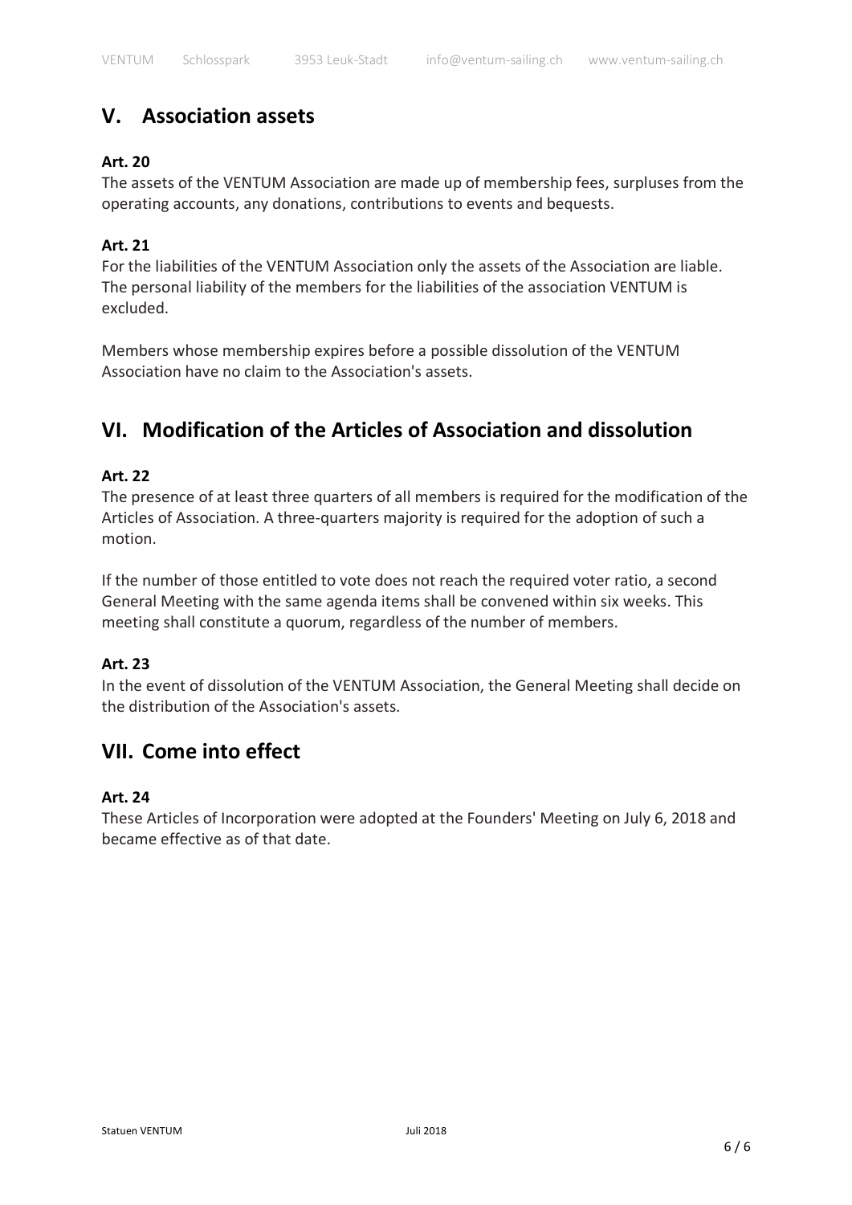## V. Association assets

**Art. 20**
The assets of the VENTUM Association are made up of membership fees, surpluses from the operating accounts, any donations, contributions to events and bequests.

**Art. 21**
For the liabilities of the VENTUM Association only the assets of the Association are liable. The personal liability of the members for the liabilities of the association VENTUM is excluded.

Members whose membership expires before a possible dissolution of the VENTUM Association have no claim to the Association's assets.

## VI. Modification of the Articles of Association and dissolution

**Art. 22**
The presence of at least three quarters of all members is required for the modification of the Articles of Association. A three-quarters majority is required for the adoption of such a motion.

If the number of those entitled to vote does not reach the required voter ratio, a second General Meeting with the same agenda items shall be convened within six weeks. This meeting shall constitute a quorum, regardless of the number of members.

**Art. 23**
In the event of dissolution of the VENTUM Association, the General Meeting shall decide on the distribution of the Association's assets.

## VII. Come into effect

**Art. 24**
These Articles of Incorporation were adopted at the Founders' Meeting on July 6, 2018 and became effective as of that date.